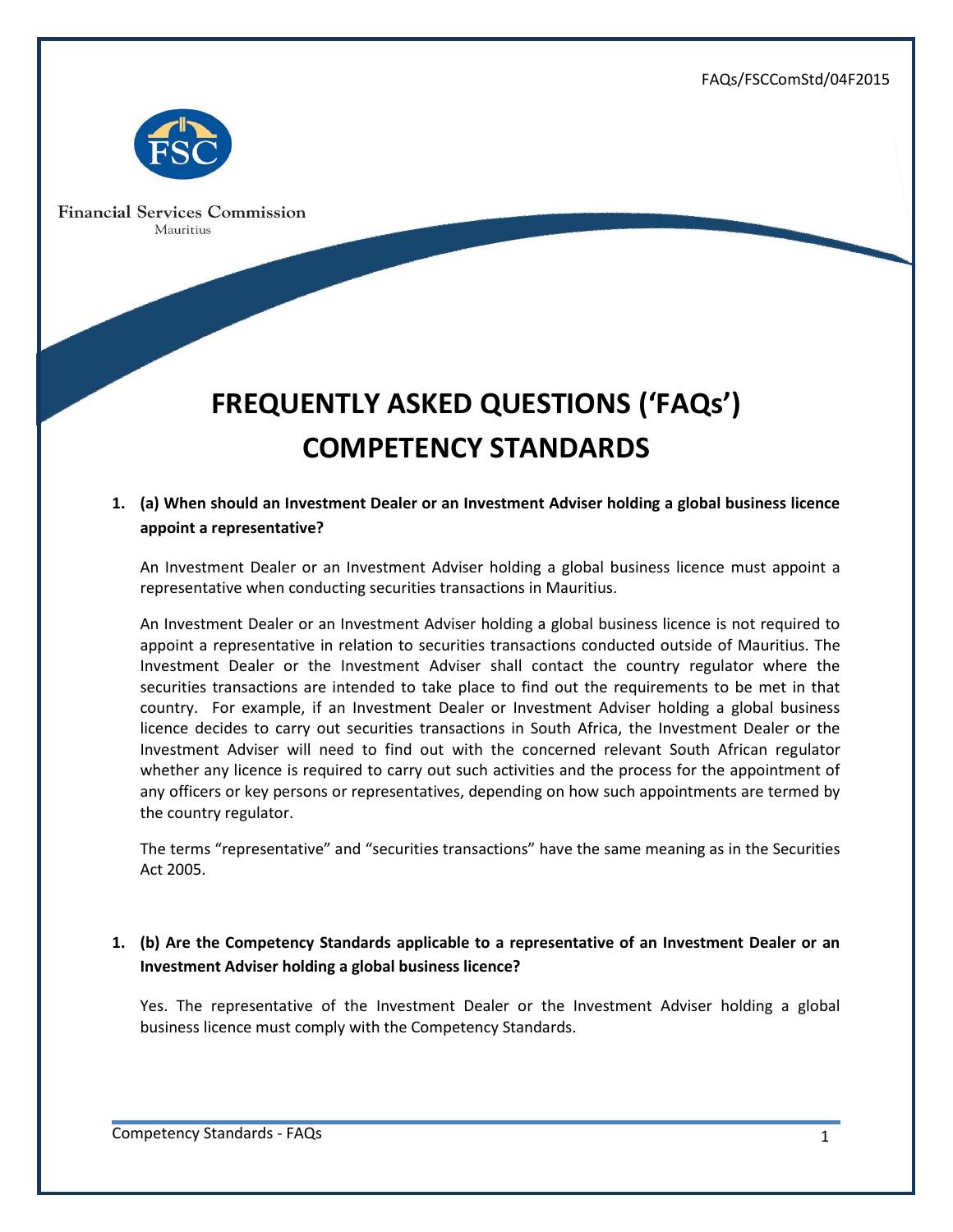FAQs/FSCComStd/04F2015

Financial Services Commission
Mauritius

# FREQUENTLY ASKED QUESTIONS ('FAQs')
# COMPETENCY STANDARDS

**1. (a) When should an Investment Dealer or an Investment Adviser holding a global business licence appoint a representative?**

An Investment Dealer or an Investment Adviser holding a global business licence must appoint a representative when conducting securities transactions in Mauritius.

An Investment Dealer or an Investment Adviser holding a global business licence is not required to appoint a representative in relation to securities transactions conducted outside of Mauritius. The Investment Dealer or the Investment Adviser shall contact the country regulator where the securities transactions are intended to take place to find out the requirements to be met in that country. For example, if an Investment Dealer or Investment Adviser holding a global business licence decides to carry out securities transactions in South Africa, the Investment Dealer or the Investment Adviser will need to find out with the concerned relevant South African regulator whether any licence is required to carry out such activities and the process for the appointment of any officers or key persons or representatives, depending on how such appointments are termed by the country regulator.

The terms "representative" and "securities transactions" have the same meaning as in the Securities Act 2005.

**1. (b) Are the Competency Standards applicable to a representative of an Investment Dealer or an Investment Adviser holding a global business licence?**

Yes. The representative of the Investment Dealer or the Investment Adviser holding a global business licence must comply with the Competency Standards.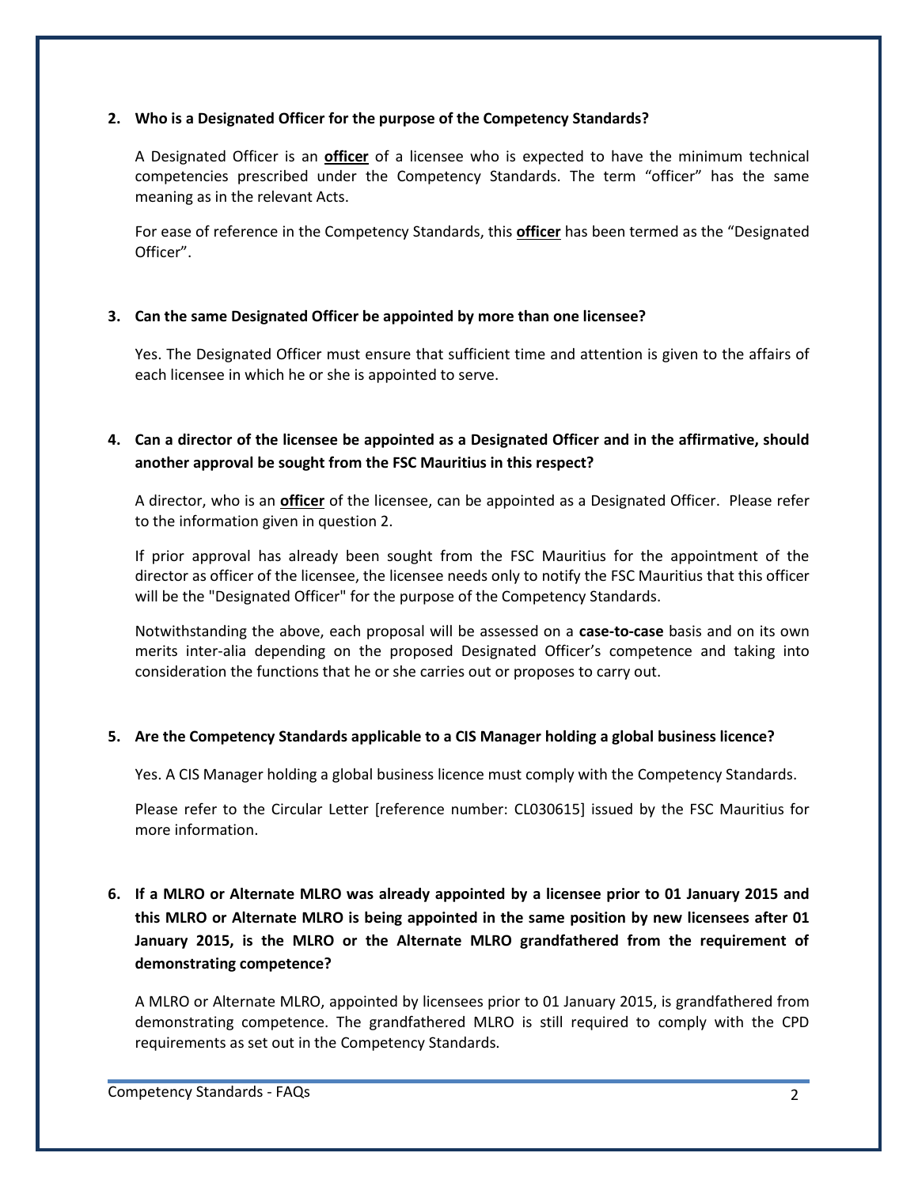**2. Who is a Designated Officer for the purpose of the Competency Standards?**

A Designated Officer is an **officer** of a licensee who is expected to have the minimum technical competencies prescribed under the Competency Standards. The term "officer" has the same meaning as in the relevant Acts.

For ease of reference in the Competency Standards, this **officer** has been termed as the "Designated Officer".

**3. Can the same Designated Officer be appointed by more than one licensee?**

Yes. The Designated Officer must ensure that sufficient time and attention is given to the affairs of each licensee in which he or she is appointed to serve.

**4. Can a director of the licensee be appointed as a Designated Officer and in the affirmative, should another approval be sought from the FSC Mauritius in this respect?**

A director, who is an **officer** of the licensee, can be appointed as a Designated Officer. Please refer to the information given in question 2.

If prior approval has already been sought from the FSC Mauritius for the appointment of the director as officer of the licensee, the licensee needs only to notify the FSC Mauritius that this officer will be the "Designated Officer" for the purpose of the Competency Standards.

Notwithstanding the above, each proposal will be assessed on a **case-to-case** basis and on its own merits inter-alia depending on the proposed Designated Officer's competence and taking into consideration the functions that he or she carries out or proposes to carry out.

**5. Are the Competency Standards applicable to a CIS Manager holding a global business licence?**

Yes. A CIS Manager holding a global business licence must comply with the Competency Standards.

Please refer to the Circular Letter [reference number: CL030615] issued by the FSC Mauritius for more information.

**6. If a MLRO or Alternate MLRO was already appointed by a licensee prior to 01 January 2015 and this MLRO or Alternate MLRO is being appointed in the same position by new licensees after 01 January 2015, is the MLRO or the Alternate MLRO grandfathered from the requirement of demonstrating competence?**

A MLRO or Alternate MLRO, appointed by licensees prior to 01 January 2015, is grandfathered from demonstrating competence. The grandfathered MLRO is still required to comply with the CPD requirements as set out in the Competency Standards.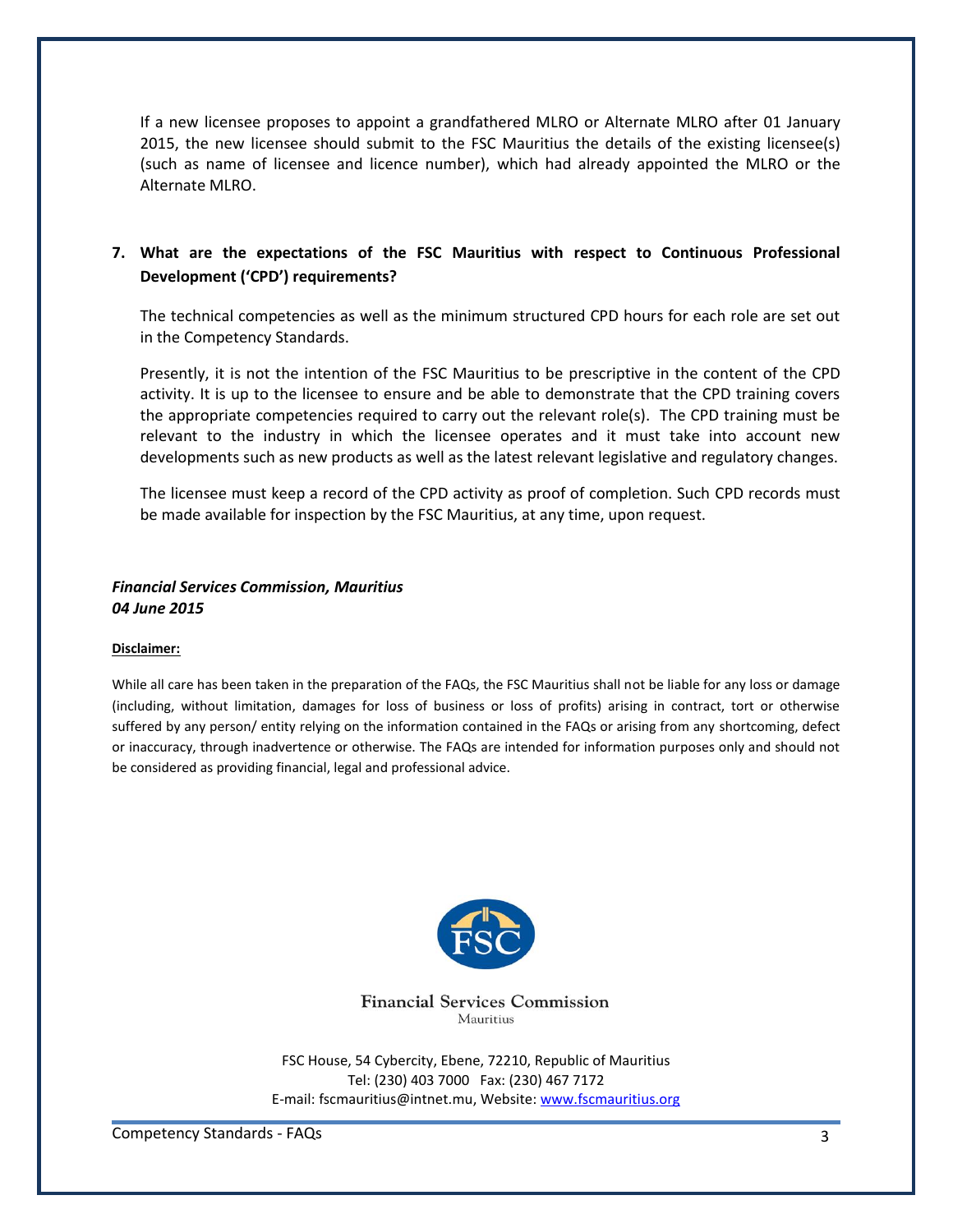If a new licensee proposes to appoint a grandfathered MLRO or Alternate MLRO after 01 January 2015, the new licensee should submit to the FSC Mauritius the details of the existing licensee(s) (such as name of licensee and licence number), which had already appointed the MLRO or the Alternate MLRO.

**7. What are the expectations of the FSC Mauritius with respect to Continuous Professional Development ('CPD') requirements?**

The technical competencies as well as the minimum structured CPD hours for each role are set out in the Competency Standards.

Presently, it is not the intention of the FSC Mauritius to be prescriptive in the content of the CPD activity. It is up to the licensee to ensure and be able to demonstrate that the CPD training covers the appropriate competencies required to carry out the relevant role(s). The CPD training must be relevant to the industry in which the licensee operates and it must take into account new developments such as new products as well as the latest relevant legislative and regulatory changes.

The licensee must keep a record of the CPD activity as proof of completion. Such CPD records must be made available for inspection by the FSC Mauritius, at any time, upon request.

***Financial Services Commission, Mauritius***
***04 June 2015***

**Disclaimer:**

While all care has been taken in the preparation of the FAQs, the FSC Mauritius shall not be liable for any loss or damage (including, without limitation, damages for loss of business or loss of profits) arising in contract, tort or otherwise suffered by any person/ entity relying on the information contained in the FAQs or arising from any shortcoming, defect or inaccuracy, through inadvertence or otherwise. The FAQs are intended for information purposes only and should not be considered as providing financial, legal and professional advice.

FSC

Financial Services Commission
Mauritius

FSC House, 54 Cybercity, Ebene, 72210, Republic of Mauritius
Tel: (230) 403 7000 Fax: (230) 467 7172
E-mail: fscmauritius@intnet.mu, Website: www.fscmauritius.org